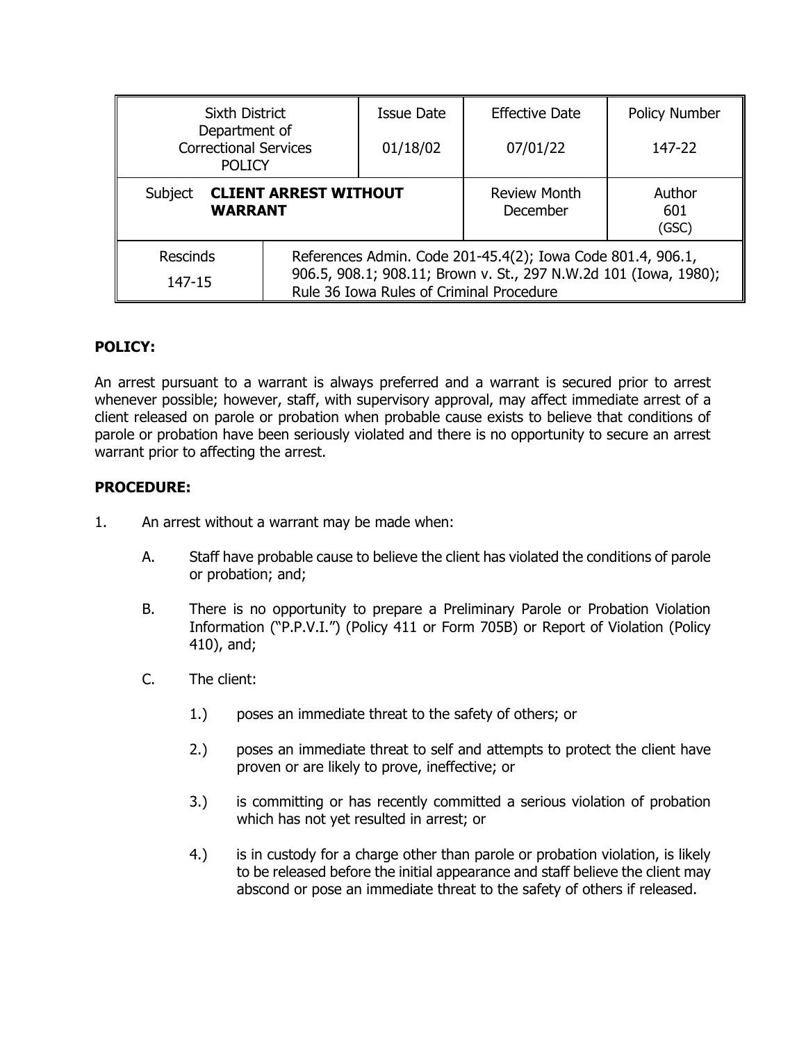| Sixth District Department of Correctional Services POLICY | | Issue Date 01/18/02 | Effective Date 07/01/22 | Policy Number 147-22 |
|---|---|---|---|---|
| Subject **CLIENT ARREST WITHOUT WARRANT** | | | Review Month December | Author 601 (GSC) |
| Rescinds 147-15 | References Admin. Code 201-45.4(2); Iowa Code 801.4, 906.1, 906.5, 908.1; 908.11; Brown v. St., 297 N.W.2d 101 (Iowa, 1980); Rule 36 Iowa Rules of Criminal Procedure | | | |

**POLICY:**

An arrest pursuant to a warrant is always preferred and a warrant is secured prior to arrest whenever possible; however, staff, with supervisory approval, may affect immediate arrest of a client released on parole or probation when probable cause exists to believe that conditions of parole or probation have been seriously violated and there is no opportunity to secure an arrest warrant prior to affecting the arrest.

**PROCEDURE:**

1. An arrest without a warrant may be made when:

   A. Staff have probable cause to believe the client has violated the conditions of parole or probation; and;

   B. There is no opportunity to prepare a Preliminary Parole or Probation Violation Information ("P.P.V.I.") (Policy 411 or Form 705B) or Report of Violation (Policy 410), and;

   C. The client:

      1.) poses an immediate threat to the safety of others; or

      2.) poses an immediate threat to self and attempts to protect the client have proven or are likely to prove, ineffective; or

      3.) is committing or has recently committed a serious violation of probation which has not yet resulted in arrest; or

      4.) is in custody for a charge other than parole or probation violation, is likely to be released before the initial appearance and staff believe the client may abscond or pose an immediate threat to the safety of others if released.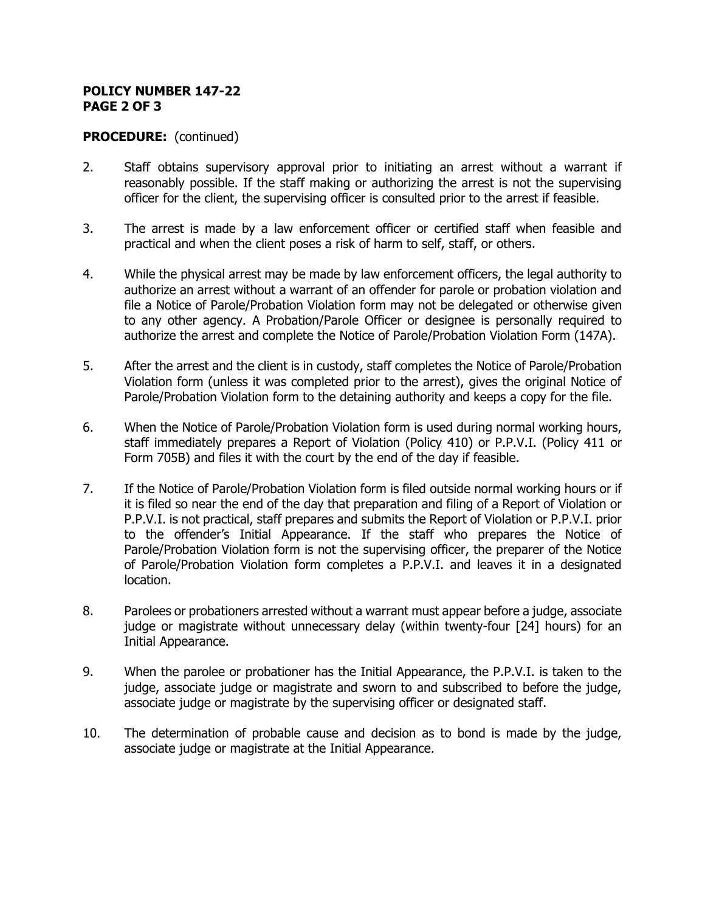**POLICY NUMBER 147-22**

**PROCEDURE:** (continued)

2. Staff obtains supervisory approval prior to initiating an arrest without a warrant if reasonably possible. If the staff making or authorizing the arrest is not the supervising officer for the client, the supervising officer is consulted prior to the arrest if feasible.

3. The arrest is made by a law enforcement officer or certified staff when feasible and practical and when the client poses a risk of harm to self, staff, or others.

4. While the physical arrest may be made by law enforcement officers, the legal authority to authorize an arrest without a warrant of an offender for parole or probation violation and file a Notice of Parole/Probation Violation form may not be delegated or otherwise given to any other agency. A Probation/Parole Officer or designee is personally required to authorize the arrest and complete the Notice of Parole/Probation Violation Form (147A).

5. After the arrest and the client is in custody, staff completes the Notice of Parole/Probation Violation form (unless it was completed prior to the arrest), gives the original Notice of Parole/Probation Violation form to the detaining authority and keeps a copy for the file.

6. When the Notice of Parole/Probation Violation form is used during normal working hours, staff immediately prepares a Report of Violation (Policy 410) or P.P.V.I. (Policy 411 or Form 705B) and files it with the court by the end of the day if feasible.

7. If the Notice of Parole/Probation Violation form is filed outside normal working hours or if it is filed so near the end of the day that preparation and filing of a Report of Violation or P.P.V.I. is not practical, staff prepares and submits the Report of Violation or P.P.V.I. prior to the offender's Initial Appearance. If the staff who prepares the Notice of Parole/Probation Violation form is not the supervising officer, the preparer of the Notice of Parole/Probation Violation form completes a P.P.V.I. and leaves it in a designated location.

8. Parolees or probationers arrested without a warrant must appear before a judge, associate judge or magistrate without unnecessary delay (within twenty-four [24] hours) for an Initial Appearance.

9. When the parolee or probationer has the Initial Appearance, the P.P.V.I. is taken to the judge, associate judge or magistrate and sworn to and subscribed to before the judge, associate judge or magistrate by the supervising officer or designated staff.

10. The determination of probable cause and decision as to bond is made by the judge, associate judge or magistrate at the Initial Appearance.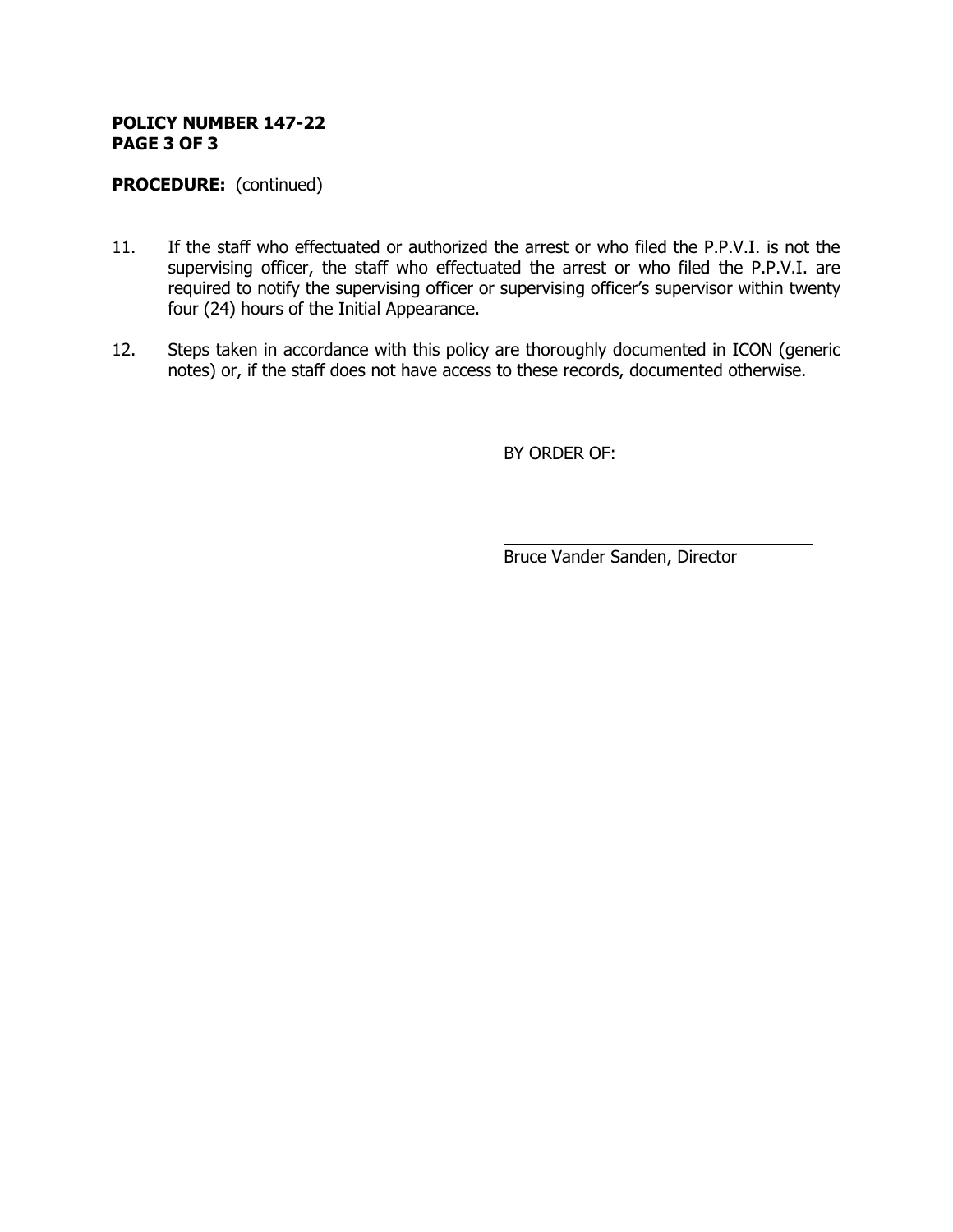**POLICY NUMBER 147-22**

**PROCEDURE:** (continued)

11. If the staff who effectuated or authorized the arrest or who filed the P.P.V.I. is not the supervising officer, the staff who effectuated the arrest or who filed the P.P.V.I. are required to notify the supervising officer or supervising officer's supervisor within twenty four (24) hours of the Initial Appearance.

12. Steps taken in accordance with this policy are thoroughly documented in ICON (generic notes) or, if the staff does not have access to these records, documented otherwise.

BY ORDER OF:

Bruce Vander Sanden, Director